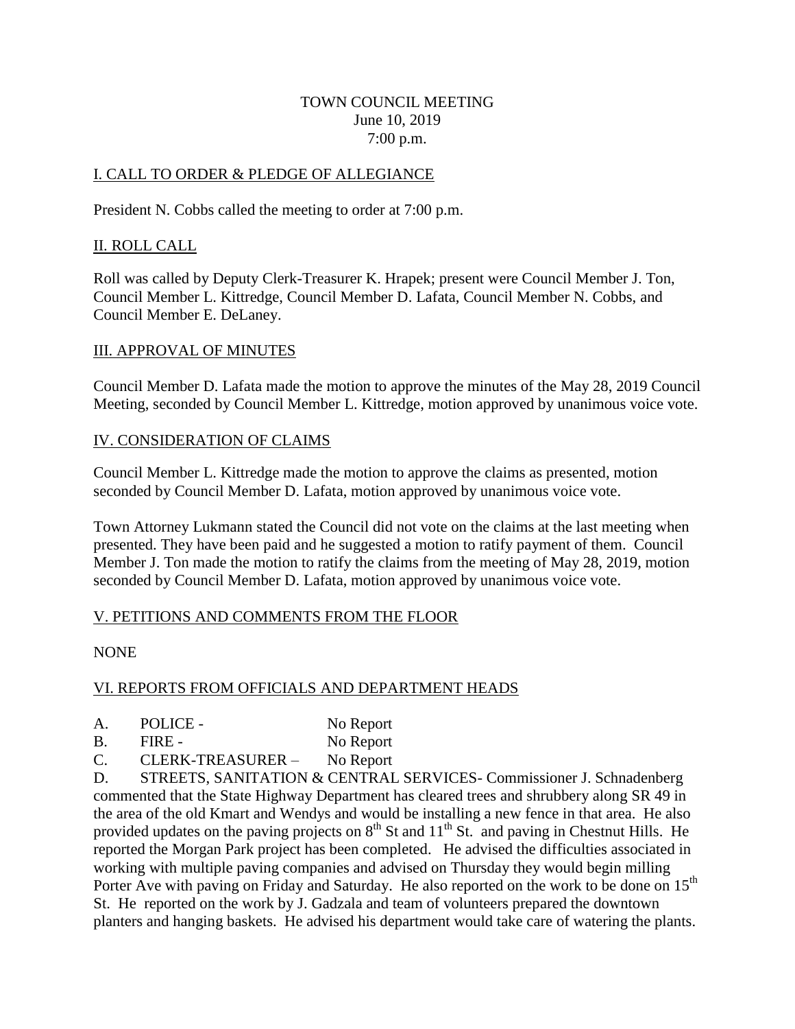# TOWN COUNCIL MEETING
June 10, 2019
7:00 p.m.

## I. CALL TO ORDER & PLEDGE OF ALLEGIANCE

President N. Cobbs called the meeting to order at 7:00 p.m.

## II. ROLL CALL

Roll was called by Deputy Clerk-Treasurer K. Hrapek; present were Council Member J. Ton, Council Member L. Kittredge, Council Member D. Lafata, Council Member N. Cobbs, and Council Member E. DeLaney.

## III. APPROVAL OF MINUTES

Council Member D. Lafata made the motion to approve the minutes of the May 28, 2019 Council Meeting, seconded by Council Member L. Kittredge, motion approved by unanimous voice vote.

## IV. CONSIDERATION OF CLAIMS

Council Member L. Kittredge made the motion to approve the claims as presented, motion seconded by Council Member D. Lafata, motion approved by unanimous voice vote.

Town Attorney Lukmann stated the Council did not vote on the claims at the last meeting when presented. They have been paid and he suggested a motion to ratify payment of them. Council Member J. Ton made the motion to ratify the claims from the meeting of May 28, 2019, motion seconded by Council Member D. Lafata, motion approved by unanimous voice vote.

## V. PETITIONS AND COMMENTS FROM THE FLOOR

NONE

## VI. REPORTS FROM OFFICIALS AND DEPARTMENT HEADS

A. POLICE - No Report

B. FIRE - No Report

C. CLERK-TREASURER – No Report

D. STREETS, SANITATION & CENTRAL SERVICES- Commissioner J. Schnadenberg commented that the State Highway Department has cleared trees and shrubbery along SR 49 in the area of the old Kmart and Wendys and would be installing a new fence in that area. He also provided updates on the paving projects on 8th St and 11th St. and paving in Chestnut Hills. He reported the Morgan Park project has been completed. He advised the difficulties associated in working with multiple paving companies and advised on Thursday they would begin milling Porter Ave with paving on Friday and Saturday. He also reported on the work to be done on 15th St. He reported on the work by J. Gadzala and team of volunteers prepared the downtown planters and hanging baskets. He advised his department would take care of watering the plants.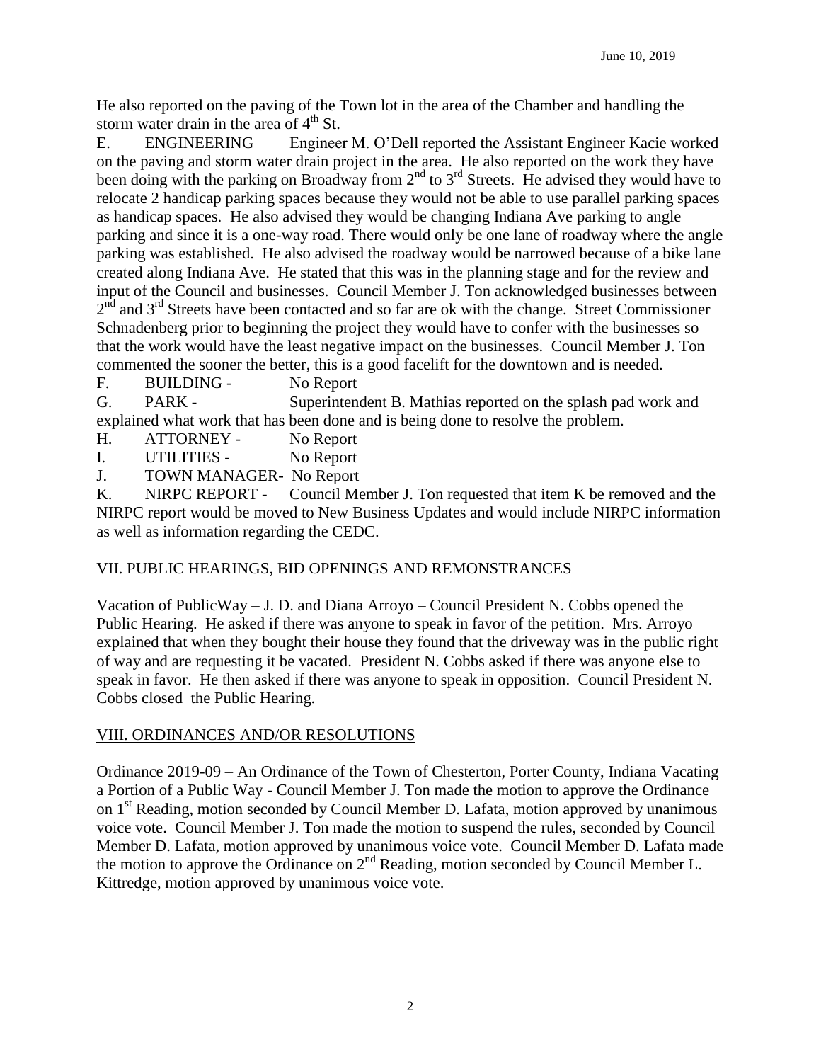He also reported on the paving of the Town lot in the area of the Chamber and handling the storm water drain in the area of 4th St.

E. ENGINEERING – Engineer M. O'Dell reported the Assistant Engineer Kacie worked on the paving and storm water drain project in the area. He also reported on the work they have been doing with the parking on Broadway from 2nd to 3rd Streets. He advised they would have to relocate 2 handicap parking spaces because they would not be able to use parallel parking spaces as handicap spaces. He also advised they would be changing Indiana Ave parking to angle parking and since it is a one-way road. There would only be one lane of roadway where the angle parking was established. He also advised the roadway would be narrowed because of a bike lane created along Indiana Ave. He stated that this was in the planning stage and for the review and input of the Council and businesses. Council Member J. Ton acknowledged businesses between 2nd and 3rd Streets have been contacted and so far are ok with the change. Street Commissioner Schnadenberg prior to beginning the project they would have to confer with the businesses so that the work would have the least negative impact on the businesses. Council Member J. Ton commented the sooner the better, this is a good facelift for the downtown and is needed.

F. BUILDING - No Report

G. PARK - Superintendent B. Mathias reported on the splash pad work and explained what work that has been done and is being done to resolve the problem.

H. ATTORNEY - No Report

I. UTILITIES - No Report

J. TOWN MANAGER- No Report

K. NIRPC REPORT - Council Member J. Ton requested that item K be removed and the NIRPC report would be moved to New Business Updates and would include NIRPC information as well as information regarding the CEDC.

## VII. PUBLIC HEARINGS, BID OPENINGS AND REMONSTRANCES

Vacation of PublicWay – J. D. and Diana Arroyo – Council President N. Cobbs opened the Public Hearing. He asked if there was anyone to speak in favor of the petition. Mrs. Arroyo explained that when they bought their house they found that the driveway was in the public right of way and are requesting it be vacated. President N. Cobbs asked if there was anyone else to speak in favor. He then asked if there was anyone to speak in opposition. Council President N. Cobbs closed the Public Hearing.

## VIII. ORDINANCES AND/OR RESOLUTIONS

Ordinance 2019-09 – An Ordinance of the Town of Chesterton, Porter County, Indiana Vacating a Portion of a Public Way - Council Member J. Ton made the motion to approve the Ordinance on 1st Reading, motion seconded by Council Member D. Lafata, motion approved by unanimous voice vote. Council Member J. Ton made the motion to suspend the rules, seconded by Council Member D. Lafata, motion approved by unanimous voice vote. Council Member D. Lafata made the motion to approve the Ordinance on 2nd Reading, motion seconded by Council Member L. Kittredge, motion approved by unanimous voice vote.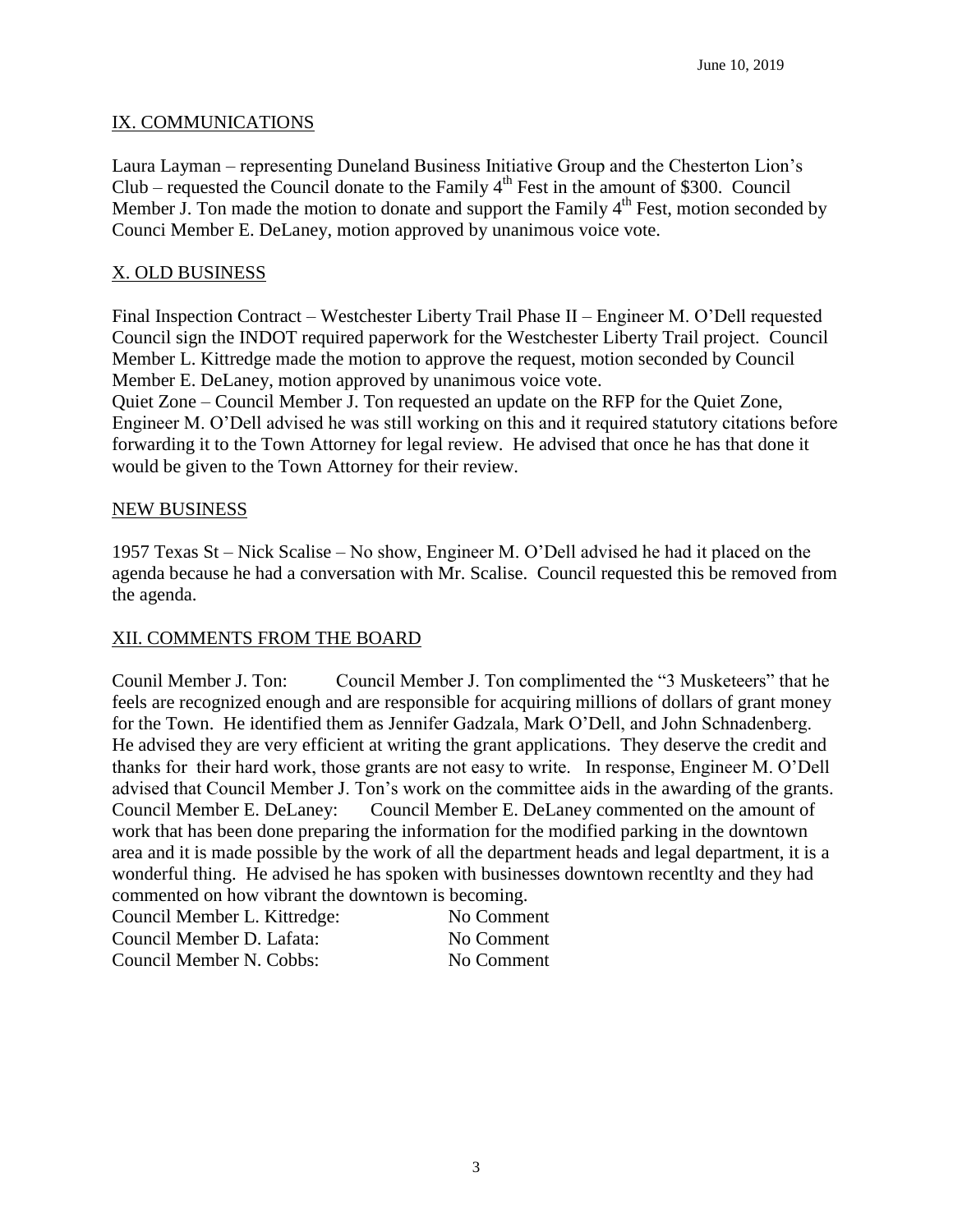June 10, 2019

## IX. COMMUNICATIONS

Laura Layman – representing Duneland Business Initiative Group and the Chesterton Lion's Club – requested the Council donate to the Family 4th Fest in the amount of $300. Council Member J. Ton made the motion to donate and support the Family 4th Fest, motion seconded by Counci Member E. DeLaney, motion approved by unanimous voice vote.

## X. OLD BUSINESS

Final Inspection Contract – Westchester Liberty Trail Phase II – Engineer M. O'Dell requested Council sign the INDOT required paperwork for the Westchester Liberty Trail project. Council Member L. Kittredge made the motion to approve the request, motion seconded by Council Member E. DeLaney, motion approved by unanimous voice vote.

Quiet Zone – Council Member J. Ton requested an update on the RFP for the Quiet Zone, Engineer M. O'Dell advised he was still working on this and it required statutory citations before forwarding it to the Town Attorney for legal review. He advised that once he has that done it would be given to the Town Attorney for their review.

## NEW BUSINESS

1957 Texas St – Nick Scalise – No show, Engineer M. O'Dell advised he had it placed on the agenda because he had a conversation with Mr. Scalise. Council requested this be removed from the agenda.

## XII. COMMENTS FROM THE BOARD

Counil Member J. Ton: Council Member J. Ton complimented the "3 Musketeers" that he feels are recognized enough and are responsible for acquiring millions of dollars of grant money for the Town. He identified them as Jennifer Gadzala, Mark O'Dell, and John Schnadenberg. He advised they are very efficient at writing the grant applications. They deserve the credit and thanks for their hard work, those grants are not easy to write. In response, Engineer M. O'Dell advised that Council Member J. Ton's work on the committee aids in the awarding of the grants.

Council Member E. DeLaney: Council Member E. DeLaney commented on the amount of work that has been done preparing the information for the modified parking in the downtown area and it is made possible by the work of all the department heads and legal department, it is a wonderful thing. He advised he has spoken with businesses downtown recentlty and they had commented on how vibrant the downtown is becoming.

Council Member L. Kittredge: No Comment
Council Member D. Lafata: No Comment
Council Member N. Cobbs: No Comment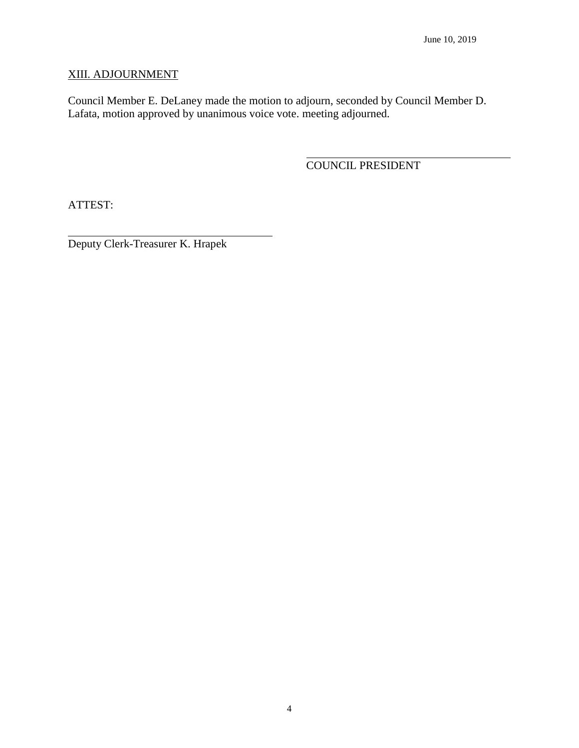## XIII. ADJOURNMENT

Council Member E. DeLaney made the motion to adjourn, seconded by Council Member D. Lafata, motion approved by unanimous voice vote. meeting adjourned.

\_\_\_\_\_\_\_\_\_\_\_\_\_\_\_\_\_\_\_\_\_\_\_\_\_\_\_\_\_\_\_\_\_\_\_\_
COUNCIL PRESIDENT

ATTEST:

\_\_\_\_\_\_\_\_\_\_\_\_\_\_\_\_\_\_\_\_\_\_\_\_\_\_\_\_\_\_\_\_\_\_\_\_
Deputy Clerk-Treasurer K. Hrapek